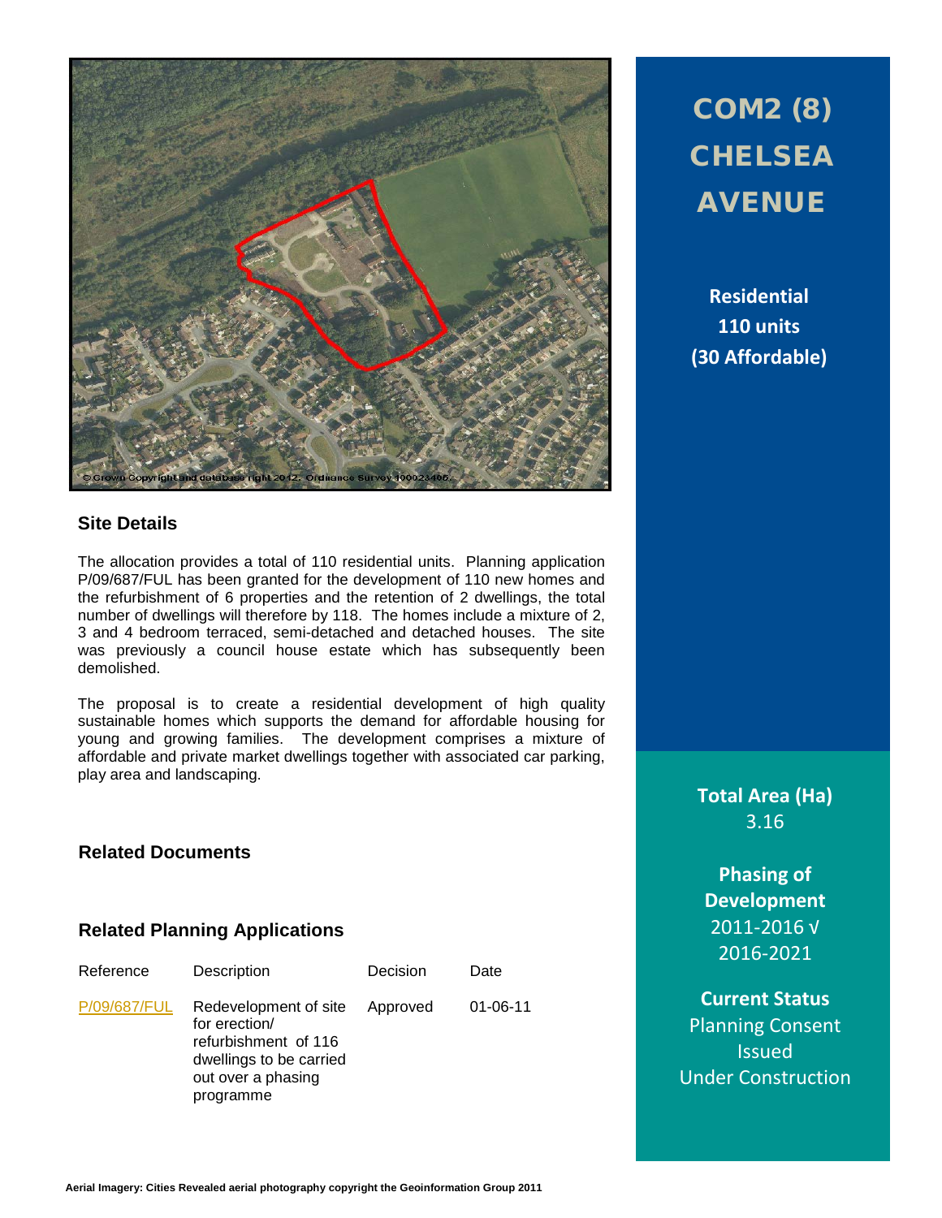# COM2 (8) CHELSEA AVENUE

**Residential**
**110 units**
**(30 Affordable)**

## Site Details

The allocation provides a total of 110 residential units. Planning application P/09/687/FUL has been granted for the development of 110 new homes and the refurbishment of 6 properties and the retention of 2 dwellings, the total number of dwellings will therefore by 118. The homes include a mixture of 2, 3 and 4 bedroom terraced, semi-detached and detached houses. The site was previously a council house estate which has subsequently been demolished.

The proposal is to create a residential development of high quality sustainable homes which supports the demand for affordable housing for young and growing families. The development comprises a mixture of affordable and private market dwellings together with associated car parking, play area and landscaping.

## Related Documents

## Related Planning Applications

| Reference | Description | Decision | Date |
| --- | --- | --- | --- |
| P/09/687/FUL | Redevelopment of site for erection/ refurbishment of 116 dwellings to be carried out over a phasing programme | Approved | 01-06-11 |

**Total Area (Ha)**
3.16

**Phasing of Development**
2011-2016 √
2016-2021

**Current Status**
Planning Consent Issued
Under Construction

Aerial Imagery: Cities Revealed aerial photography copyright the Geoinformation Group 2011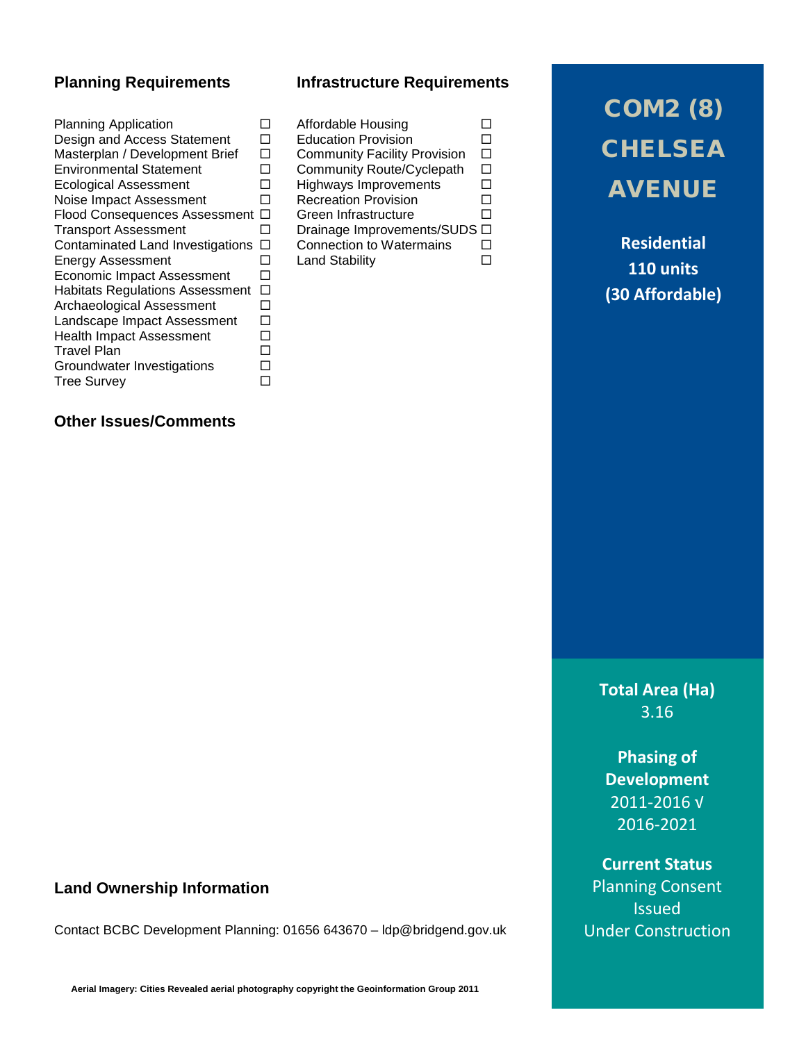## Planning Requirements

- Planning Application ☐
- Design and Access Statement ☐
- Masterplan / Development Brief ☐
- Environmental Statement ☐
- Ecological Assessment ☐
- Noise Impact Assessment ☐
- Flood Consequences Assessment ☐
- Transport Assessment ☐
- Contaminated Land Investigations ☐
- Energy Assessment ☐
- Economic Impact Assessment ☐
- Habitats Regulations Assessment ☐
- Archaeological Assessment ☐
- Landscape Impact Assessment ☐
- Health Impact Assessment ☐
- Travel Plan ☐
- Groundwater Investigations ☐
- Tree Survey ☐

## Infrastructure Requirements

- Affordable Housing ☐
- Education Provision ☐
- Community Facility Provision ☐
- Community Route/Cyclepath ☐
- Highways Improvements ☐
- Recreation Provision ☐
- Green Infrastructure ☐
- Drainage Improvements/SUDS ☐
- Connection to Watermains ☐
- Land Stability ☐

## Other Issues/Comments

## Land Ownership Information

Contact BCBC Development Planning: 01656 643670 – ldp@bridgend.gov.uk

# COM2 (8) CHELSEA AVENUE

**Residential**
**110 units**
**(30 Affordable)**

**Total Area (Ha)**
3.16

**Phasing of Development**
2011-2016 √
2016-2021

**Current Status**
Planning Consent Issued
Under Construction

**Aerial Imagery: Cities Revealed aerial photography copyright the Geoinformation Group 2011**